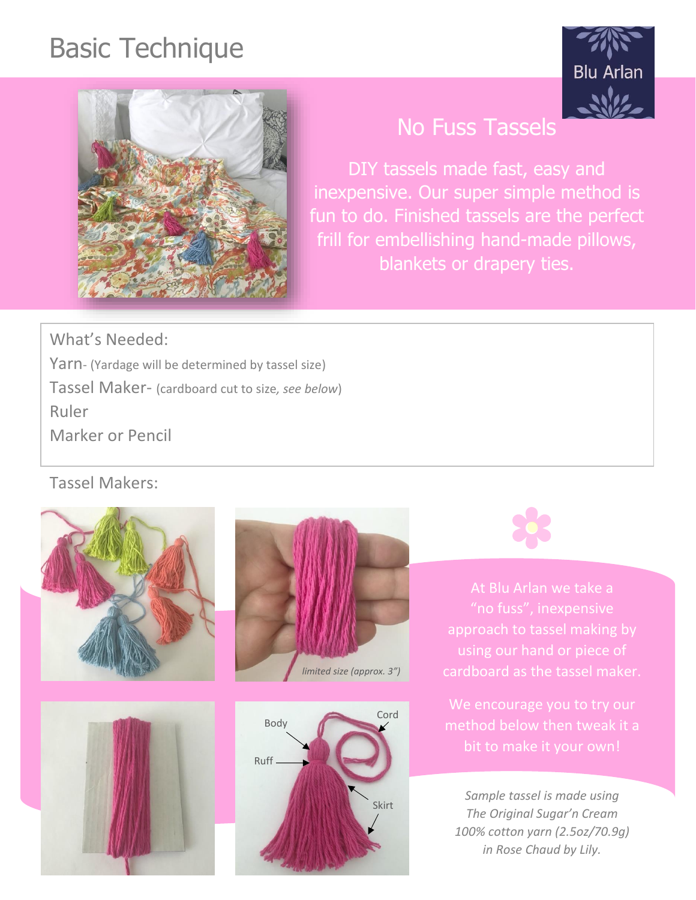# Basic Technique

Blu Arlan

## No Fuss Tassels

DIY tassels made fast, easy and inexpensive. Our super simple method is fun to do. Finished tassels are the perfect frill for embellishing hand-made pillows, blankets or drapery ties.

What's Needed:

Yarn- (Yardage will be determined by tassel size)

Tassel Maker- (cardboard cut to size, *see below*)

Ruler

Marker or Pencil

Tassel Makers:

*limited size (approx. 3")*

Body

Cord

Ruff

Skirt

At Blu Arlan we take a "no fuss", inexpensive approach to tassel making by using our hand or piece of cardboard as the tassel maker.

We encourage you to try our method below then tweak it a bit to make it your own!

*Sample tassel is made using The Original Sugar'n Cream 100% cotton yarn (2.5oz/70.9g) in Rose Chaud by Lily.*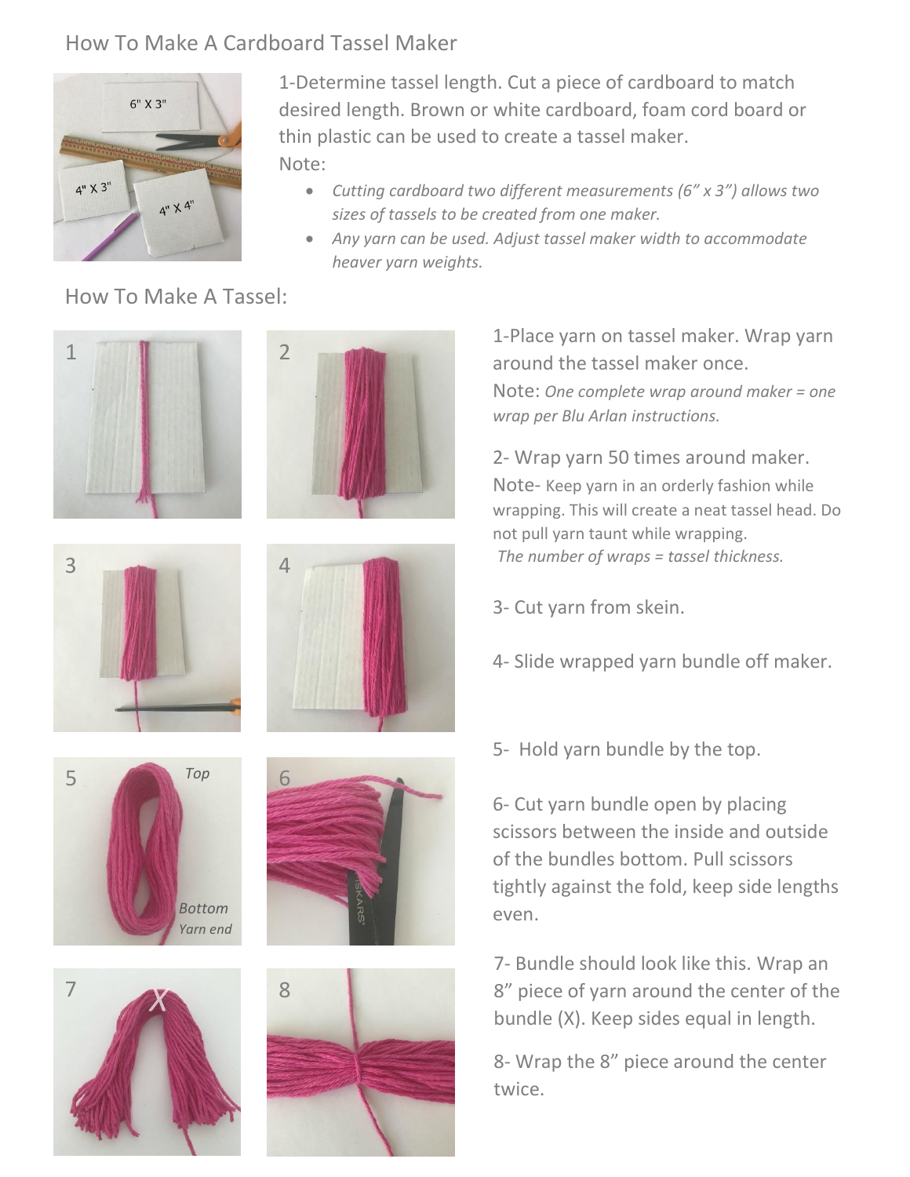## How To Make A Cardboard Tassel Maker

1-Determine tassel length. Cut a piece of cardboard to match desired length. Brown or white cardboard, foam cord board or thin plastic can be used to create a tassel maker.

Note:

- *Cutting cardboard two different measurements (6" x 3") allows two sizes of tassels to be created from one maker.*
- *Any yarn can be used. Adjust tassel maker width to accommodate heaver yarn weights.*

## How To Make A Tassel:

1-Place yarn on tassel maker. Wrap yarn around the tassel maker once.
Note: *One complete wrap around maker = one wrap per Blu Arlan instructions.*

2- Wrap yarn 50 times around maker.
Note- Keep yarn in an orderly fashion while wrapping. This will create a neat tassel head. Do not pull yarn taunt while wrapping.
*The number of wraps = tassel thickness.*

3- Cut yarn from skein.

4- Slide wrapped yarn bundle off maker.

5- Hold yarn bundle by the top.

6- Cut yarn bundle open by placing scissors between the inside and outside of the bundles bottom. Pull scissors tightly against the fold, keep side lengths even.

7- Bundle should look like this. Wrap an 8" piece of yarn around the center of the bundle (X). Keep sides equal in length.

8- Wrap the 8" piece around the center twice.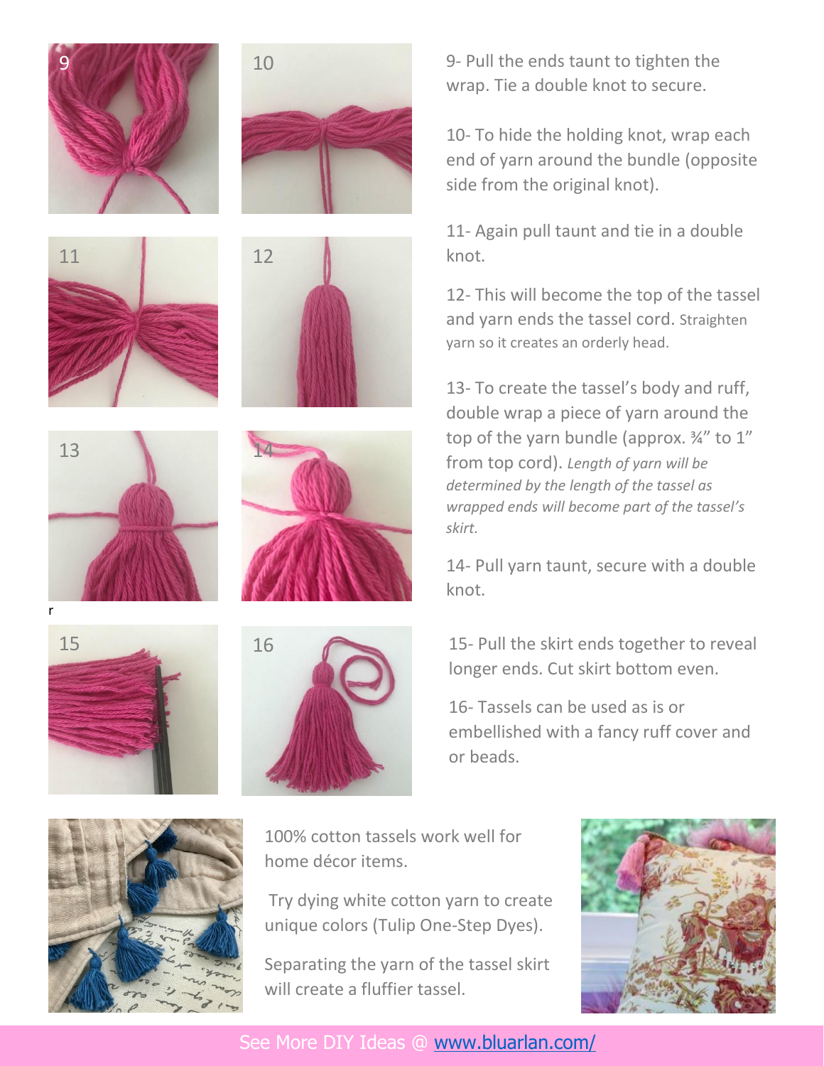9- Pull the ends taunt to tighten the wrap. Tie a double knot to secure.

10- To hide the holding knot, wrap each end of yarn around the bundle (opposite side from the original knot).

11- Again pull taunt and tie in a double knot.

12- This will become the top of the tassel and yarn ends the tassel cord. Straighten yarn so it creates an orderly head.

13- To create the tassel's body and ruff, double wrap a piece of yarn around the top of the yarn bundle (approx. ¾" to 1" from top cord). *Length of yarn will be determined by the length of the tassel as wrapped ends will become part of the tassel's skirt.*

14- Pull yarn taunt, secure with a double knot.

15- Pull the skirt ends together to reveal longer ends. Cut skirt bottom even.

16- Tassels can be used as is or embellished with a fancy ruff cover and or beads.

100% cotton tassels work well for home décor items.

Try dying white cotton yarn to create unique colors (Tulip One-Step Dyes).

Separating the yarn of the tassel skirt will create a fluffier tassel.

See More DIY Ideas @ [www.bluarlan.com/](www.bluarlan.com/)